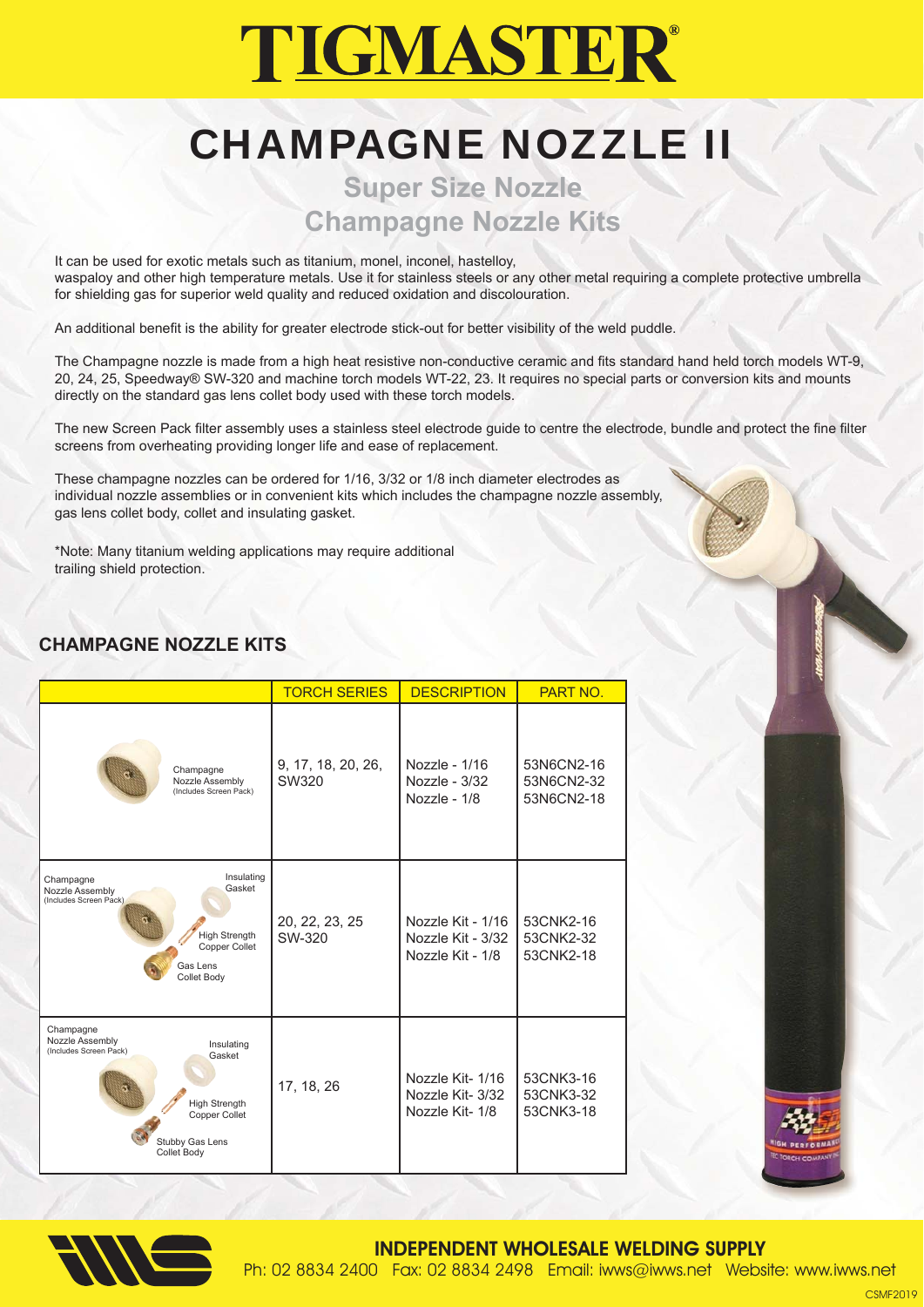# TIGMASTER®

## CHAMPAGNE NOZZLE II

### Super Size Nozzle
### Champagne Nozzle Kits

It can be used for exotic metals such as titanium, monel, inconel, hastelloy, waspaloy and other high temperature metals. Use it for stainless steels or any other metal requiring a complete protective umbrella for shielding gas for superior weld quality and reduced oxidation and discolouration.

An additional benefit is the ability for greater electrode stick-out for better visibility of the weld puddle.

The Champagne nozzle is made from a high heat resistive non-conductive ceramic and fits standard hand held torch models WT-9, 20, 24, 25, Speedway® SW-320 and machine torch models WT-22, 23. It requires no special parts or conversion kits and mounts directly on the standard gas lens collet body used with these torch models.

The new Screen Pack filter assembly uses a stainless steel electrode guide to centre the electrode, bundle and protect the fine filter screens from overheating providing longer life and ease of replacement.

These champagne nozzles can be ordered for 1/16, 3/32 or 1/8 inch diameter electrodes as individual nozzle assemblies or in convenient kits which includes the champagne nozzle assembly, gas lens collet body, collet and insulating gasket.

*Note: Many titanium welding applications may require additional trailing shield protection.

## CHAMPAGNE NOZZLE KITS

| | TORCH SERIES | DESCRIPTION | PART NO. |
|---|---|---|---|
| Champagne Nozzle Assembly (Includes Screen Pack) | 9, 17, 18, 20, 26, SW320 | Nozzle - 1/16<br>Nozzle - 3/32<br>Nozzle - 1/8 | 53N6CN2-16<br>53N6CN2-32<br>53N6CN2-18 |
| Champagne Nozzle Assembly (Includes Screen Pack), Insulating Gasket, High Strength Copper Collet, Gas Lens Collet Body | 20, 22, 23, 25 SW-320 | Nozzle Kit - 1/16<br>Nozzle Kit - 3/32<br>Nozzle Kit - 1/8 | 53CNK2-16<br>53CNK2-32<br>53CNK2-18 |
| Champagne Nozzle Assembly (Includes Screen Pack), Insulating Gasket, High Strength Copper Collet, Stubby Gas Lens Collet Body | 17, 18, 26 | Nozzle Kit- 1/16<br>Nozzle Kit- 3/32<br>Nozzle Kit- 1/8 | 53CNK3-16<br>53CNK3-32<br>53CNK3-18 |

**INDEPENDENT WHOLESALE WELDING SUPPLY**
Ph: 02 8834 2400 Fax: 02 8834 2498 Email: iwws@iwws.net Website: www.iwws.net

CSMF2019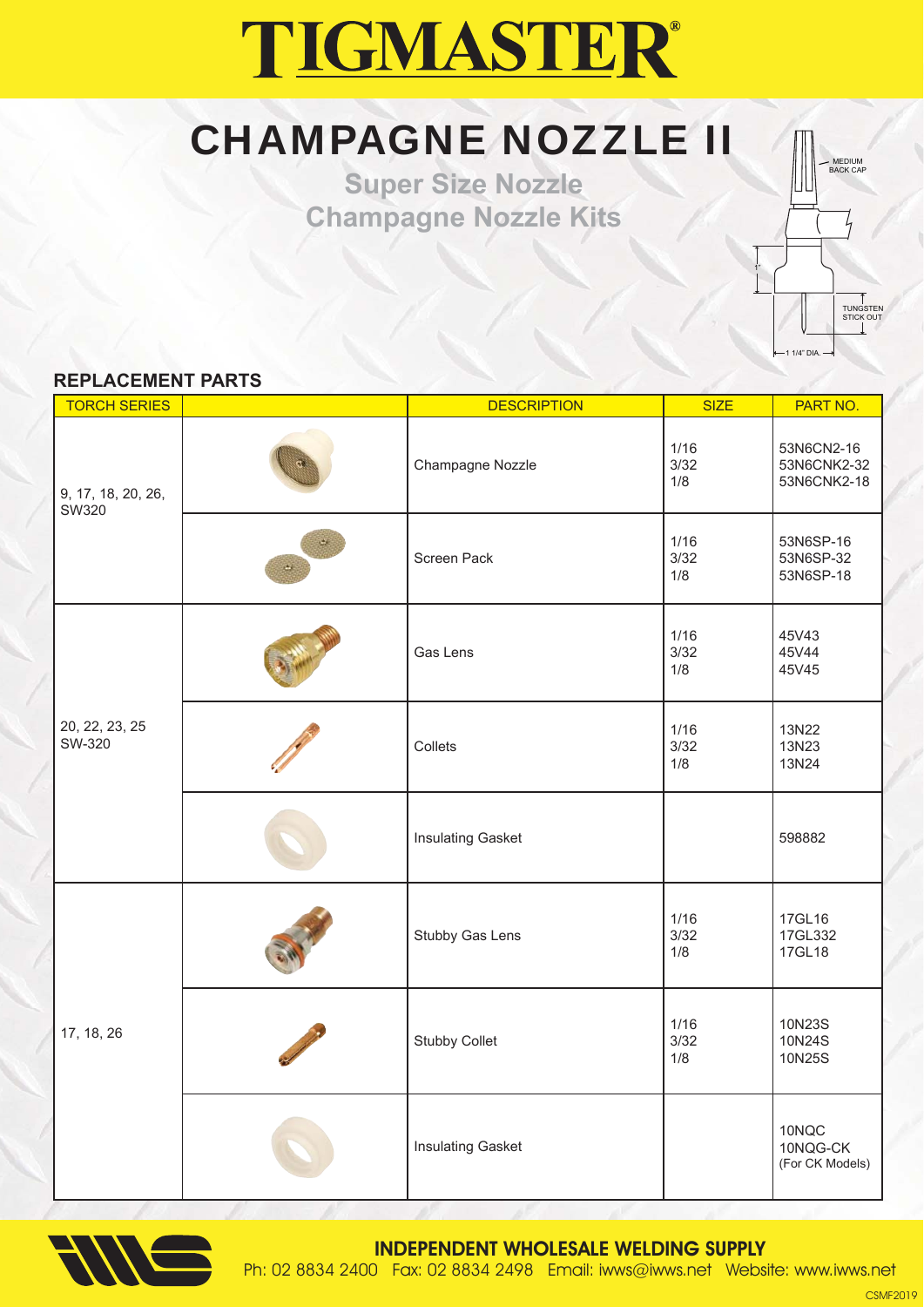# TIGMASTER®

## CHAMPAGNE NOZZLE II

**Super Size Nozzle**
**Champagne Nozzle Kits**

MEDIUM BACK CAP

1"

TUNGSTEN STICK OUT

1 1/4" DIA.

### REPLACEMENT PARTS

| TORCH SERIES | | DESCRIPTION | SIZE | PART NO. |
|---|---|---|---|---|
| 9, 17, 18, 20, 26, SW320 | | Champagne Nozzle | 1/16<br>3/32<br>1/8 | 53N6CN2-16<br>53N6CNK2-32<br>53N6CNK2-18 |
| | | Screen Pack | 1/16<br>3/32<br>1/8 | 53N6SP-16<br>53N6SP-32<br>53N6SP-18 |
| 20, 22, 23, 25 SW-320 | | Gas Lens | 1/16<br>3/32<br>1/8 | 45V43<br>45V44<br>45V45 |
| | | Collets | 1/16<br>3/32<br>1/8 | 13N22<br>13N23<br>13N24 |
| | | Insulating Gasket | | 598882 |
| 17, 18, 26 | | Stubby Gas Lens | 1/16<br>3/32<br>1/8 | 17GL16<br>17GL332<br>17GL18 |
| | | Stubby Collet | 1/16<br>3/32<br>1/8 | 10N23S<br>10N24S<br>10N25S |
| | | Insulating Gasket | | 10NQC<br>10NQG-CK<br>(For CK Models) |

**INDEPENDENT WHOLESALE WELDING SUPPLY**
Ph: 02 8834 2400 Fax: 02 8834 2498 Email: iwws@iwws.net Website: www.iwws.net

CSMF2019